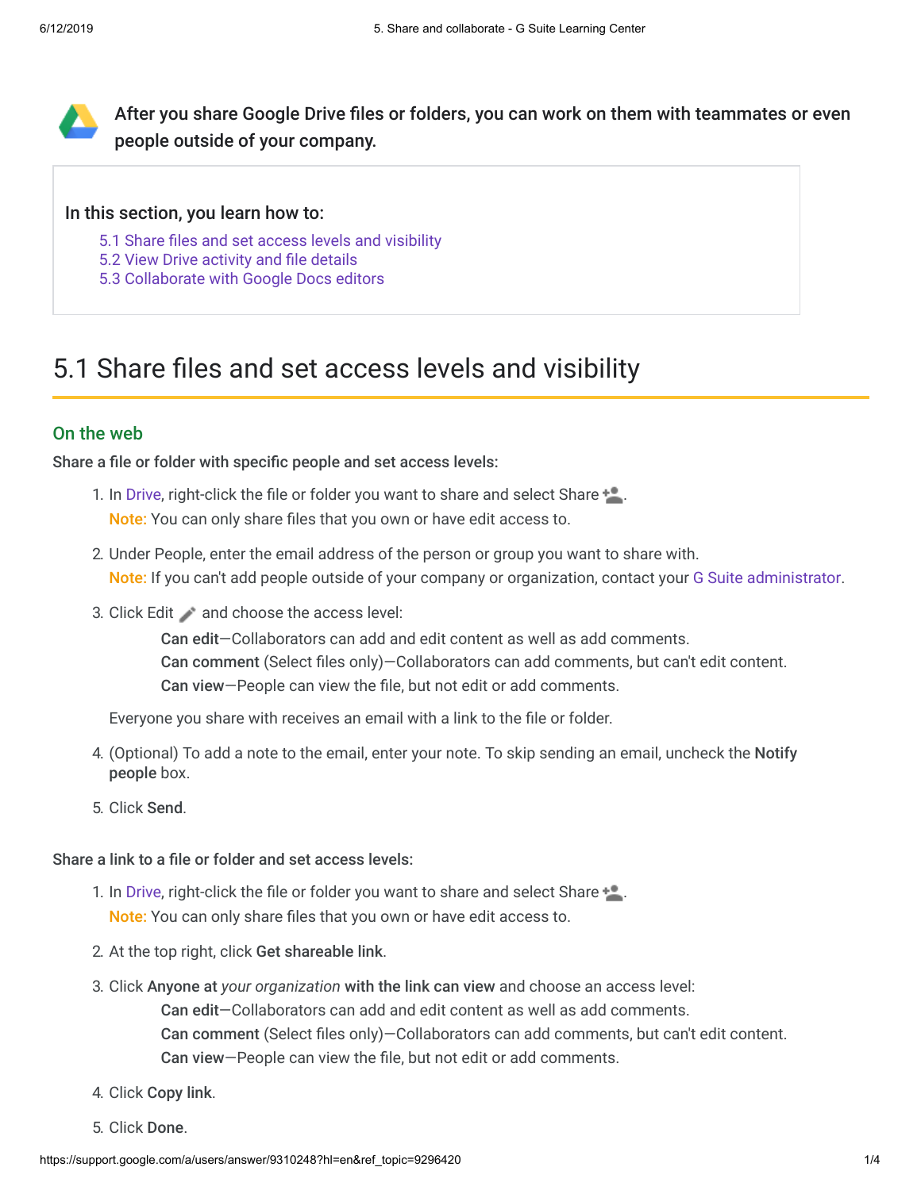After you share Google Drive files or folders, you can work on them with teammates or even people outside of your company.

**In this section, you learn how to:**

- 5.1 Share files and set access levels and visibility
- 5.2 View Drive activity and file details
- 5.3 Collaborate with Google Docs editors

# 5.1 Share files and set access levels and visibility

## On the web

**Share a file or folder with specific people and set access levels:**

1. In Drive, right-click the file or folder you want to share and select Share.
   Note: You can only share files that you own or have edit access to.
2. Under People, enter the email address of the person or group you want to share with.
   Note: If you can't add people outside of your company or organization, contact your G Suite administrator.
3. Click Edit and choose the access level:
   - **Can edit**—Collaborators can add and edit content as well as add comments.
   - **Can comment** (Select files only)—Collaborators can add comments, but can't edit content.
   - **Can view**—People can view the file, but not edit or add comments.

   Everyone you share with receives an email with a link to the file or folder.
4. (Optional) To add a note to the email, enter your note. To skip sending an email, uncheck the **Notify people** box.
5. Click **Send**.

**Share a link to a file or folder and set access levels:**

1. In Drive, right-click the file or folder you want to share and select Share.
   Note: You can only share files that you own or have edit access to.
2. At the top right, click **Get shareable link**.
3. Click **Anyone at** *your organization* **with the link can view** and choose an access level:
   - **Can edit**—Collaborators can add and edit content as well as add comments.
   - **Can comment** (Select files only)—Collaborators can add comments, but can't edit content.
   - **Can view**—People can view the file, but not edit or add comments.
4. Click **Copy link**.
5. Click **Done**.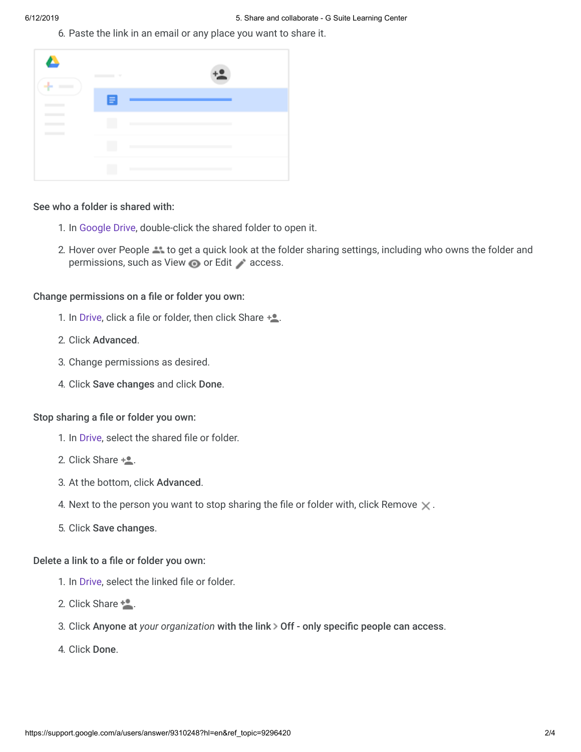6. Paste the link in an email or any place you want to share it.

**See who a folder is shared with:**

1. In Google Drive, double-click the shared folder to open it.
2. Hover over People to get a quick look at the folder sharing settings, including who owns the folder and permissions, such as View or Edit access.

**Change permissions on a file or folder you own:**

1. In Drive, click a file or folder, then click Share.
2. Click **Advanced**.
3. Change permissions as desired.
4. Click **Save changes** and click **Done**.

**Stop sharing a file or folder you own:**

1. In Drive, select the shared file or folder.
2. Click Share.
3. At the bottom, click **Advanced**.
4. Next to the person you want to stop sharing the file or folder with, click Remove.
5. Click **Save changes**.

**Delete a link to a file or folder you own:**

1. In Drive, select the linked file or folder.
2. Click Share.
3. Click **Anyone at** ***your organization*** **with the link > Off - only specific people can access**.
4. Click **Done**.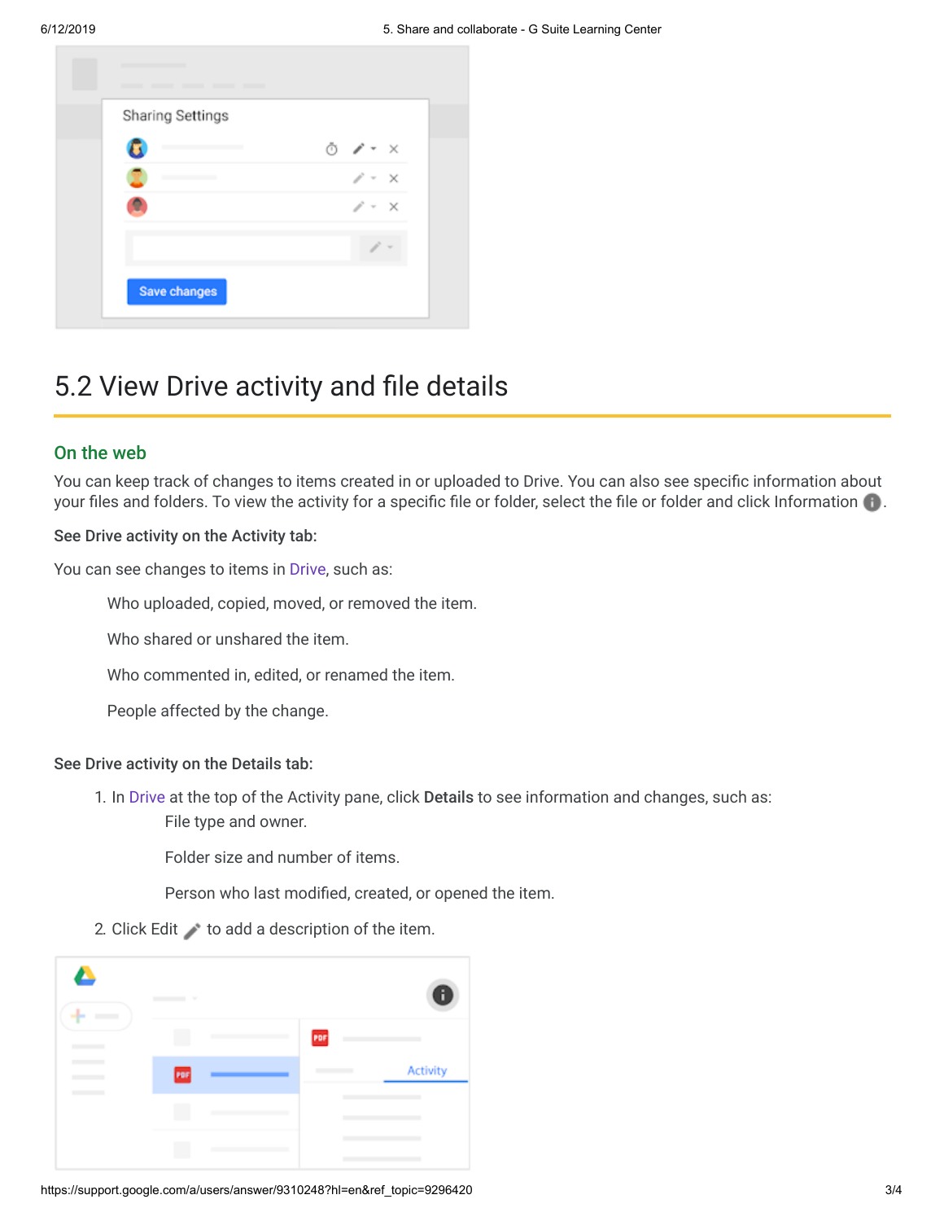## 5.2 View Drive activity and file details

### On the web

You can keep track of changes to items created in or uploaded to Drive. You can also see specific information about your files and folders. To view the activity for a specific file or folder, select the file or folder and click Information.

**See Drive activity on the Activity tab:**

You can see changes to items in Drive, such as:

- Who uploaded, copied, moved, or removed the item.
- Who shared or unshared the item.
- Who commented in, edited, or renamed the item.
- People affected by the change.

**See Drive activity on the Details tab:**

1. In Drive at the top of the Activity pane, click **Details** to see information and changes, such as:
   - File type and owner.
   - Folder size and number of items.
   - Person who last modified, created, or opened the item.
2. Click Edit to add a description of the item.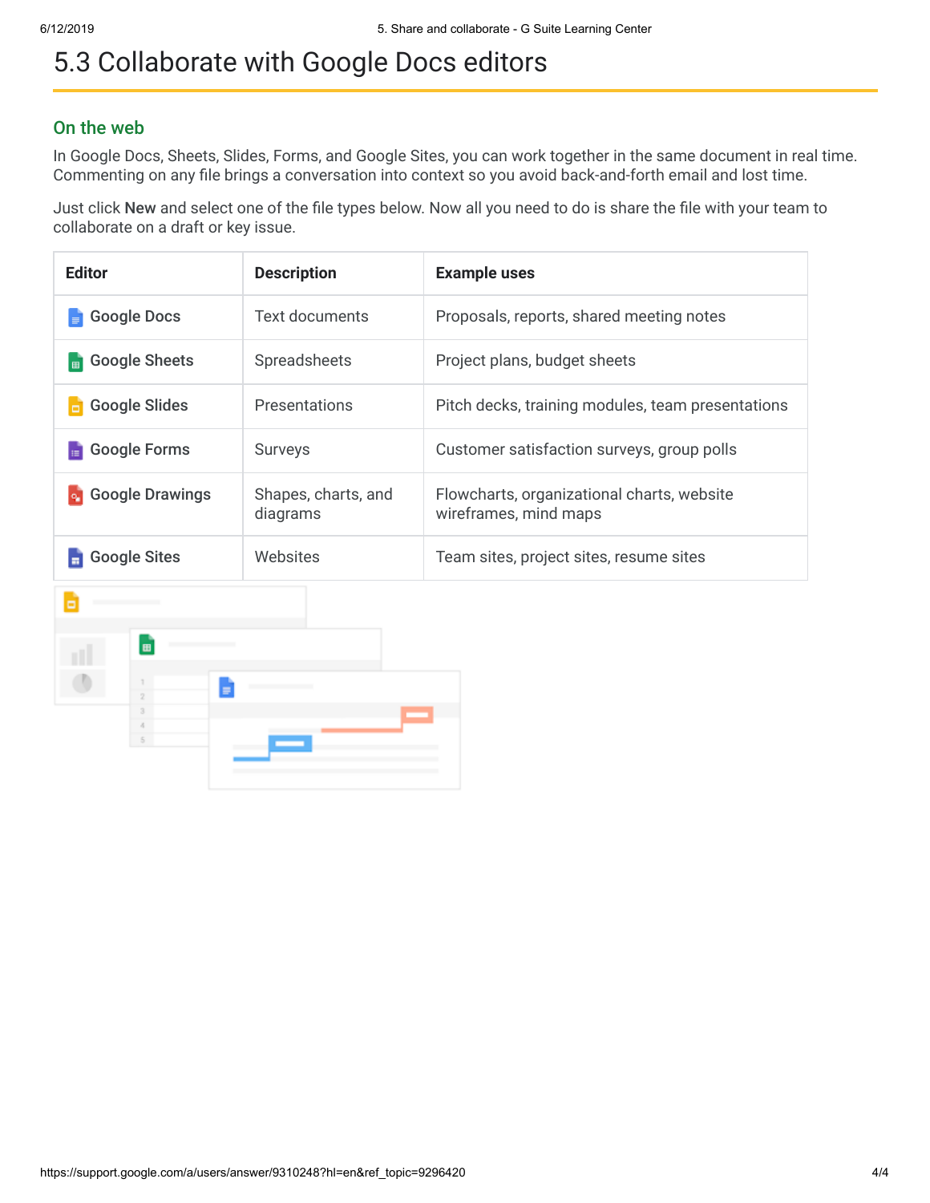# 5.3 Collaborate with Google Docs editors

## On the web

In Google Docs, Sheets, Slides, Forms, and Google Sites, you can work together in the same document in real time. Commenting on any file brings a conversation into context so you avoid back-and-forth email and lost time.

Just click **New** and select one of the file types below. Now all you need to do is share the file with your team to collaborate on a draft or key issue.

| Editor | Description | Example uses |
| --- | --- | --- |
| Google Docs | Text documents | Proposals, reports, shared meeting notes |
| Google Sheets | Spreadsheets | Project plans, budget sheets |
| Google Slides | Presentations | Pitch decks, training modules, team presentations |
| Google Forms | Surveys | Customer satisfaction surveys, group polls |
| Google Drawings | Shapes, charts, and diagrams | Flowcharts, organizational charts, website wireframes, mind maps |
| Google Sites | Websites | Team sites, project sites, resume sites |